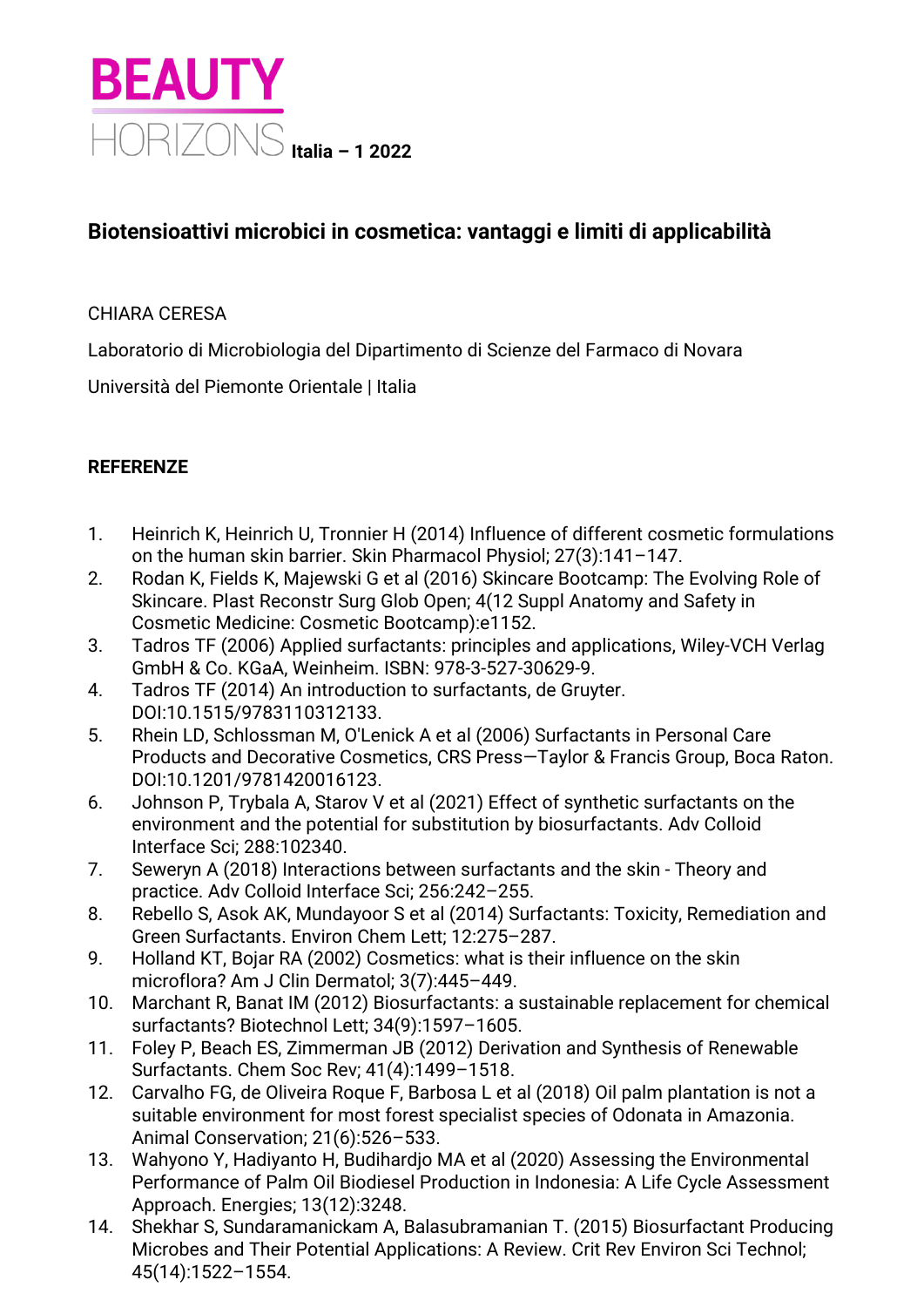**BEAUTY HORIZONS** Italia – 1 2022

# Biotensioattivi microbici in cosmetica: vantaggi e limiti di applicabilità

CHIARA CERESA

Laboratorio di Microbiologia del Dipartimento di Scienze del Farmaco di Novara

Università del Piemonte Orientale | Italia

## REFERENZE

1. Heinrich K, Heinrich U, Tronnier H (2014) Influence of different cosmetic formulations on the human skin barrier. Skin Pharmacol Physiol; 27(3):141–147.
2. Rodan K, Fields K, Majewski G et al (2016) Skincare Bootcamp: The Evolving Role of Skincare. Plast Reconstr Surg Glob Open; 4(12 Suppl Anatomy and Safety in Cosmetic Medicine: Cosmetic Bootcamp):e1152.
3. Tadros TF (2006) Applied surfactants: principles and applications, Wiley-VCH Verlag GmbH & Co. KGaA, Weinheim. ISBN: 978-3-527-30629-9.
4. Tadros TF (2014) An introduction to surfactants, de Gruyter. DOI:10.1515/9783110312133.
5. Rhein LD, Schlossman M, O'Lenick A et al (2006) Surfactants in Personal Care Products and Decorative Cosmetics, CRS Press—Taylor & Francis Group, Boca Raton. DOI:10.1201/9781420016123.
6. Johnson P, Trybala A, Starov V et al (2021) Effect of synthetic surfactants on the environment and the potential for substitution by biosurfactants. Adv Colloid Interface Sci; 288:102340.
7. Seweryn A (2018) Interactions between surfactants and the skin - Theory and practice. Adv Colloid Interface Sci; 256:242–255.
8. Rebello S, Asok AK, Mundayoor S et al (2014) Surfactants: Toxicity, Remediation and Green Surfactants. Environ Chem Lett; 12:275–287.
9. Holland KT, Bojar RA (2002) Cosmetics: what is their influence on the skin microflora? Am J Clin Dermatol; 3(7):445–449.
10. Marchant R, Banat IM (2012) Biosurfactants: a sustainable replacement for chemical surfactants? Biotechnol Lett; 34(9):1597–1605.
11. Foley P, Beach ES, Zimmerman JB (2012) Derivation and Synthesis of Renewable Surfactants. Chem Soc Rev; 41(4):1499–1518.
12. Carvalho FG, de Oliveira Roque F, Barbosa L et al (2018) Oil palm plantation is not a suitable environment for most forest specialist species of Odonata in Amazonia. Animal Conservation; 21(6):526–533.
13. Wahyono Y, Hadiyanto H, Budihardjo MA et al (2020) Assessing the Environmental Performance of Palm Oil Biodiesel Production in Indonesia: A Life Cycle Assessment Approach. Energies; 13(12):3248.
14. Shekhar S, Sundaramanickam A, Balasubramanian T. (2015) Biosurfactant Producing Microbes and Their Potential Applications: A Review. Crit Rev Environ Sci Technol; 45(14):1522–1554.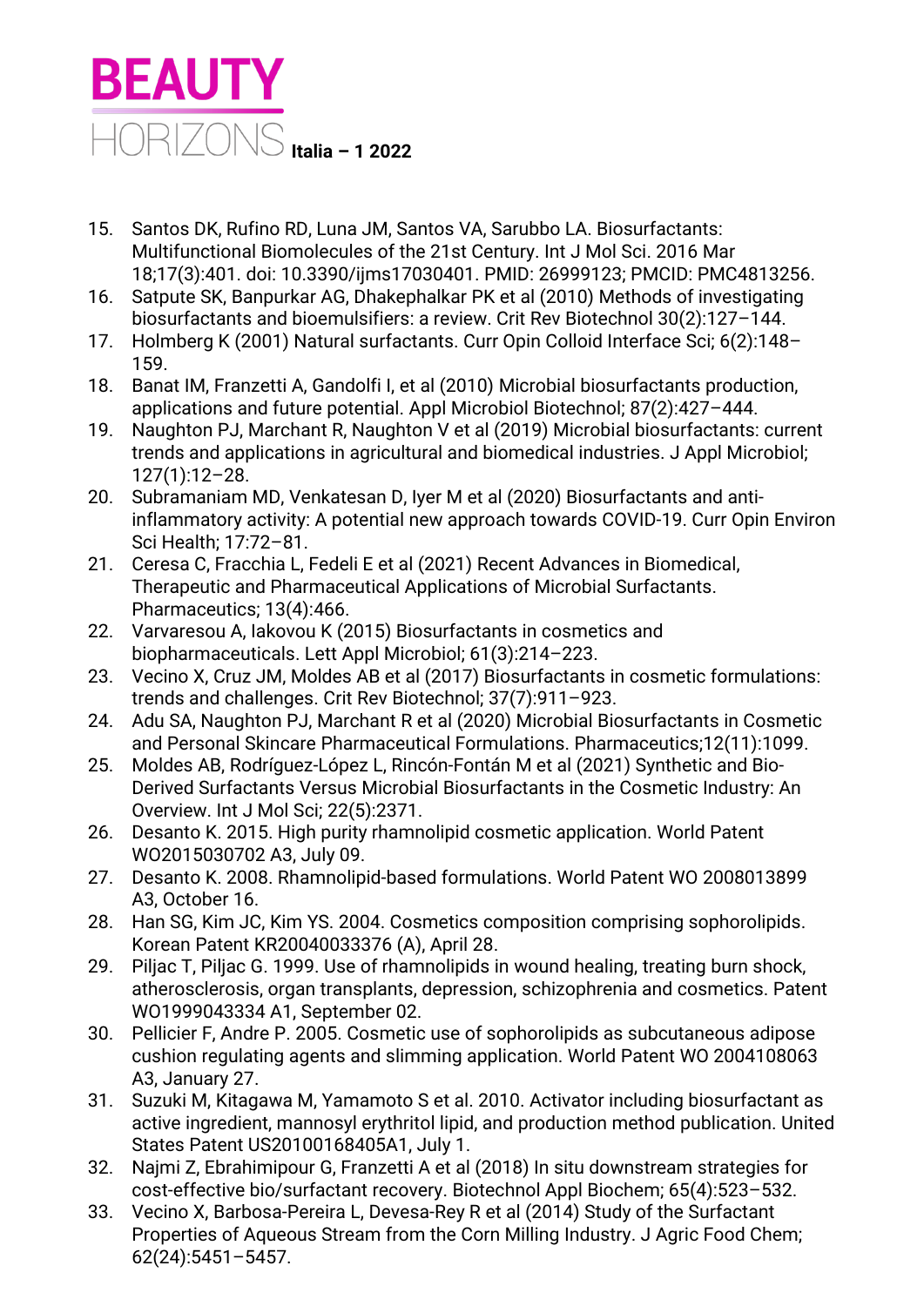15. Santos DK, Rufino RD, Luna JM, Santos VA, Sarubbo LA. Biosurfactants: Multifunctional Biomolecules of the 21st Century. Int J Mol Sci. 2016 Mar 18;17(3):401. doi: 10.3390/ijms17030401. PMID: 26999123; PMCID: PMC4813256.
16. Satpute SK, Banpurkar AG, Dhakephalkar PK et al (2010) Methods of investigating biosurfactants and bioemulsifiers: a review. Crit Rev Biotechnol 30(2):127–144.
17. Holmberg K (2001) Natural surfactants. Curr Opin Colloid Interface Sci; 6(2):148–159.
18. Banat IM, Franzetti A, Gandolfi I, et al (2010) Microbial biosurfactants production, applications and future potential. Appl Microbiol Biotechnol; 87(2):427–444.
19. Naughton PJ, Marchant R, Naughton V et al (2019) Microbial biosurfactants: current trends and applications in agricultural and biomedical industries. J Appl Microbiol; 127(1):12–28.
20. Subramaniam MD, Venkatesan D, Iyer M et al (2020) Biosurfactants and anti-inflammatory activity: A potential new approach towards COVID-19. Curr Opin Environ Sci Health; 17:72–81.
21. Ceresa C, Fracchia L, Fedeli E et al (2021) Recent Advances in Biomedical, Therapeutic and Pharmaceutical Applications of Microbial Surfactants. Pharmaceutics; 13(4):466.
22. Varvaresou A, Iakovou K (2015) Biosurfactants in cosmetics and biopharmaceuticals. Lett Appl Microbiol; 61(3):214–223.
23. Vecino X, Cruz JM, Moldes AB et al (2017) Biosurfactants in cosmetic formulations: trends and challenges. Crit Rev Biotechnol; 37(7):911–923.
24. Adu SA, Naughton PJ, Marchant R et al (2020) Microbial Biosurfactants in Cosmetic and Personal Skincare Pharmaceutical Formulations. Pharmaceutics;12(11):1099.
25. Moldes AB, Rodríguez-López L, Rincón-Fontán M et al (2021) Synthetic and Bio-Derived Surfactants Versus Microbial Biosurfactants in the Cosmetic Industry: An Overview. Int J Mol Sci; 22(5):2371.
26. Desanto K. 2015. High purity rhamnolipid cosmetic application. World Patent WO2015030702 A3, July 09.
27. Desanto K. 2008. Rhamnolipid-based formulations. World Patent WO 2008013899 A3, October 16.
28. Han SG, Kim JC, Kim YS. 2004. Cosmetics composition comprising sophorolipids. Korean Patent KR20040033376 (A), April 28.
29. Piljac T, Piljac G. 1999. Use of rhamnolipids in wound healing, treating burn shock, atherosclerosis, organ transplants, depression, schizophrenia and cosmetics. Patent WO1999043334 A1, September 02.
30. Pellicier F, Andre P. 2005. Cosmetic use of sophorolipids as subcutaneous adipose cushion regulating agents and slimming application. World Patent WO 2004108063 A3, January 27.
31. Suzuki M, Kitagawa M, Yamamoto S et al. 2010. Activator including biosurfactant as active ingredient, mannosyl erythritol lipid, and production method publication. United States Patent US20100168405A1, July 1.
32. Najmi Z, Ebrahimipour G, Franzetti A et al (2018) In situ downstream strategies for cost-effective bio/surfactant recovery. Biotechnol Appl Biochem; 65(4):523–532.
33. Vecino X, Barbosa-Pereira L, Devesa-Rey R et al (2014) Study of the Surfactant Properties of Aqueous Stream from the Corn Milling Industry. J Agric Food Chem; 62(24):5451–5457.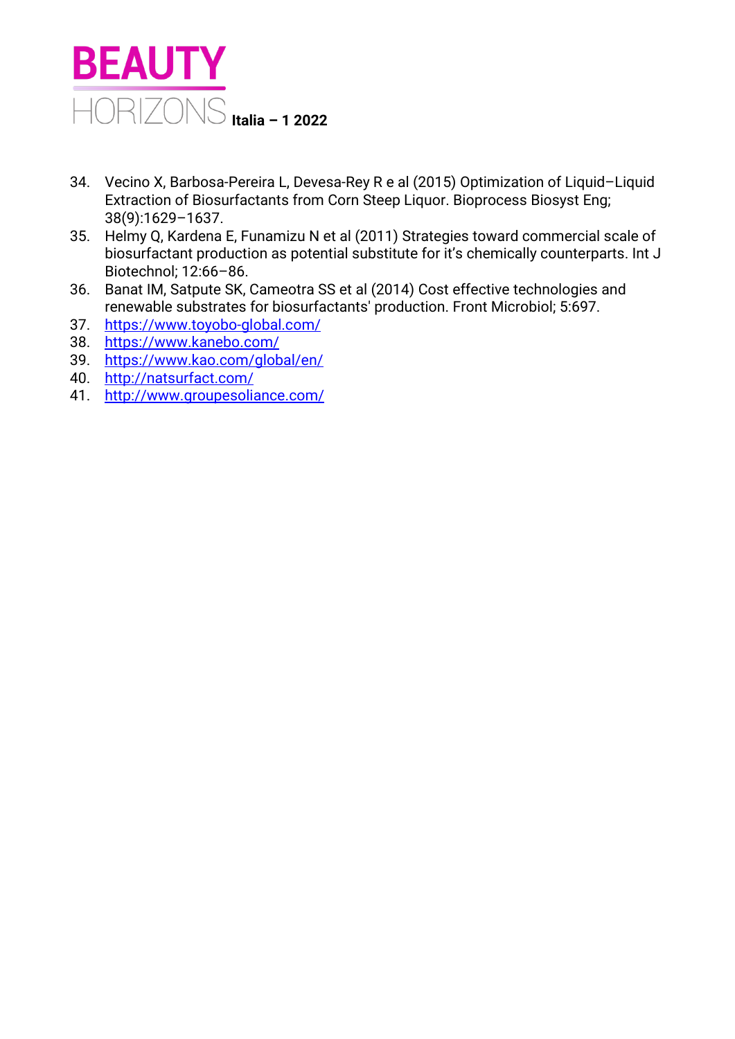34. Vecino X, Barbosa-Pereira L, Devesa-Rey R e al (2015) Optimization of Liquid–Liquid Extraction of Biosurfactants from Corn Steep Liquor. Bioprocess Biosyst Eng; 38(9):1629–1637.
35. Helmy Q, Kardena E, Funamizu N et al (2011) Strategies toward commercial scale of biosurfactant production as potential substitute for it's chemically counterparts. Int J Biotechnol; 12:66–86.
36. Banat IM, Satpute SK, Cameotra SS et al (2014) Cost effective technologies and renewable substrates for biosurfactants' production. Front Microbiol; 5:697.
37. https://www.toyobo-global.com/
38. https://www.kanebo.com/
39. https://www.kao.com/global/en/
40. http://natsurfact.com/
41. http://www.groupesoliance.com/